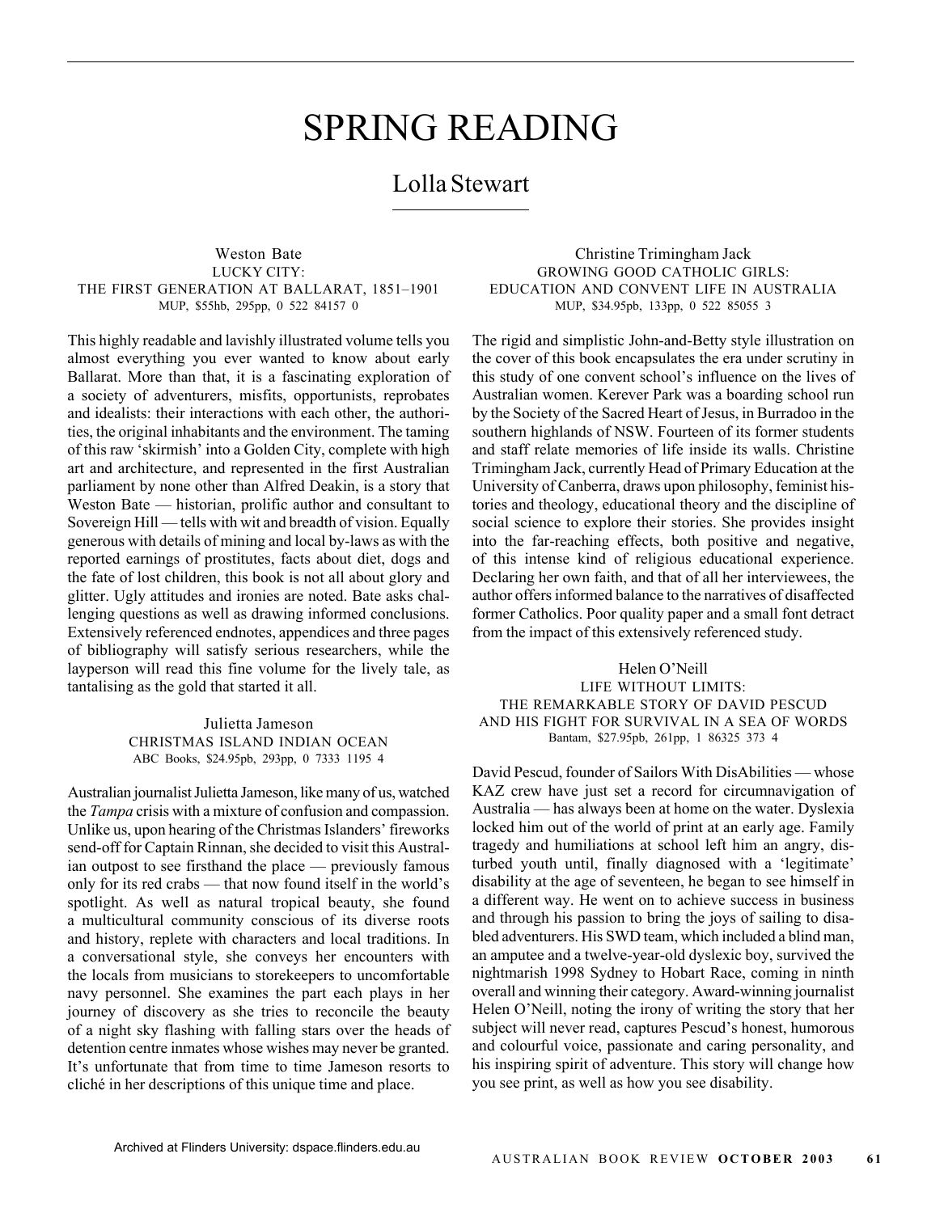# SPRING READING

## Lolla Stewart

Weston Bate
LUCKY CITY:
THE FIRST GENERATION AT BALLARAT, 1851–1901
MUP, $55hb, 295pp, 0 522 84157 0

This highly readable and lavishly illustrated volume tells you almost everything you ever wanted to know about early Ballarat. More than that, it is a fascinating exploration of a society of adventurers, misfits, opportunists, reprobates and idealists: their interactions with each other, the authorities, the original inhabitants and the environment. The taming of this raw 'skirmish' into a Golden City, complete with high art and architecture, and represented in the first Australian parliament by none other than Alfred Deakin, is a story that Weston Bate — historian, prolific author and consultant to Sovereign Hill — tells with wit and breadth of vision. Equally generous with details of mining and local by-laws as with the reported earnings of prostitutes, facts about diet, dogs and the fate of lost children, this book is not all about glory and glitter. Ugly attitudes and ironies are noted. Bate asks challenging questions as well as drawing informed conclusions. Extensively referenced endnotes, appendices and three pages of bibliography will satisfy serious researchers, while the layperson will read this fine volume for the lively tale, as tantalising as the gold that started it all.

Julietta Jameson
CHRISTMAS ISLAND INDIAN OCEAN
ABC Books, $24.95pb, 293pp, 0 7333 1195 4

Australian journalist Julietta Jameson, like many of us, watched the *Tampa* crisis with a mixture of confusion and compassion. Unlike us, upon hearing of the Christmas Islanders' fireworks send-off for Captain Rinnan, she decided to visit this Australian outpost to see firsthand the place — previously famous only for its red crabs — that now found itself in the world's spotlight. As well as natural tropical beauty, she found a multicultural community conscious of its diverse roots and history, replete with characters and local traditions. In a conversational style, she conveys her encounters with the locals from musicians to storekeepers to uncomfortable navy personnel. She examines the part each plays in her journey of discovery as she tries to reconcile the beauty of a night sky flashing with falling stars over the heads of detention centre inmates whose wishes may never be granted. It's unfortunate that from time to time Jameson resorts to cliché in her descriptions of this unique time and place.

Christine Trimingham Jack
GROWING GOOD CATHOLIC GIRLS:
EDUCATION AND CONVENT LIFE IN AUSTRALIA
MUP, $34.95pb, 133pp, 0 522 85055 3

The rigid and simplistic John-and-Betty style illustration on the cover of this book encapsulates the era under scrutiny in this study of one convent school's influence on the lives of Australian women. Kerever Park was a boarding school run by the Society of the Sacred Heart of Jesus, in Burradoo in the southern highlands of NSW. Fourteen of its former students and staff relate memories of life inside its walls. Christine Trimingham Jack, currently Head of Primary Education at the University of Canberra, draws upon philosophy, feminist histories and theology, educational theory and the discipline of social science to explore their stories. She provides insight into the far-reaching effects, both positive and negative, of this intense kind of religious educational experience. Declaring her own faith, and that of all her interviewees, the author offers informed balance to the narratives of disaffected former Catholics. Poor quality paper and a small font detract from the impact of this extensively referenced study.

Helen O'Neill
LIFE WITHOUT LIMITS:
THE REMARKABLE STORY OF DAVID PESCUD
AND HIS FIGHT FOR SURVIVAL IN A SEA OF WORDS
Bantam, $27.95pb, 261pp, 1 86325 373 4

David Pescud, founder of Sailors With DisAbilities — whose KAZ crew have just set a record for circumnavigation of Australia — has always been at home on the water. Dyslexia locked him out of the world of print at an early age. Family tragedy and humiliations at school left him an angry, disturbed youth until, finally diagnosed with a 'legitimate' disability at the age of seventeen, he began to see himself in a different way. He went on to achieve success in business and through his passion to bring the joys of sailing to disabled adventurers. His SWD team, which included a blind man, an amputee and a twelve-year-old dyslexic boy, survived the nightmarish 1998 Sydney to Hobart Race, coming in ninth overall and winning their category. Award-winning journalist Helen O'Neill, noting the irony of writing the story that her subject will never read, captures Pescud's honest, humorous and colourful voice, passionate and caring personality, and his inspiring spirit of adventure. This story will change how you see print, as well as how you see disability.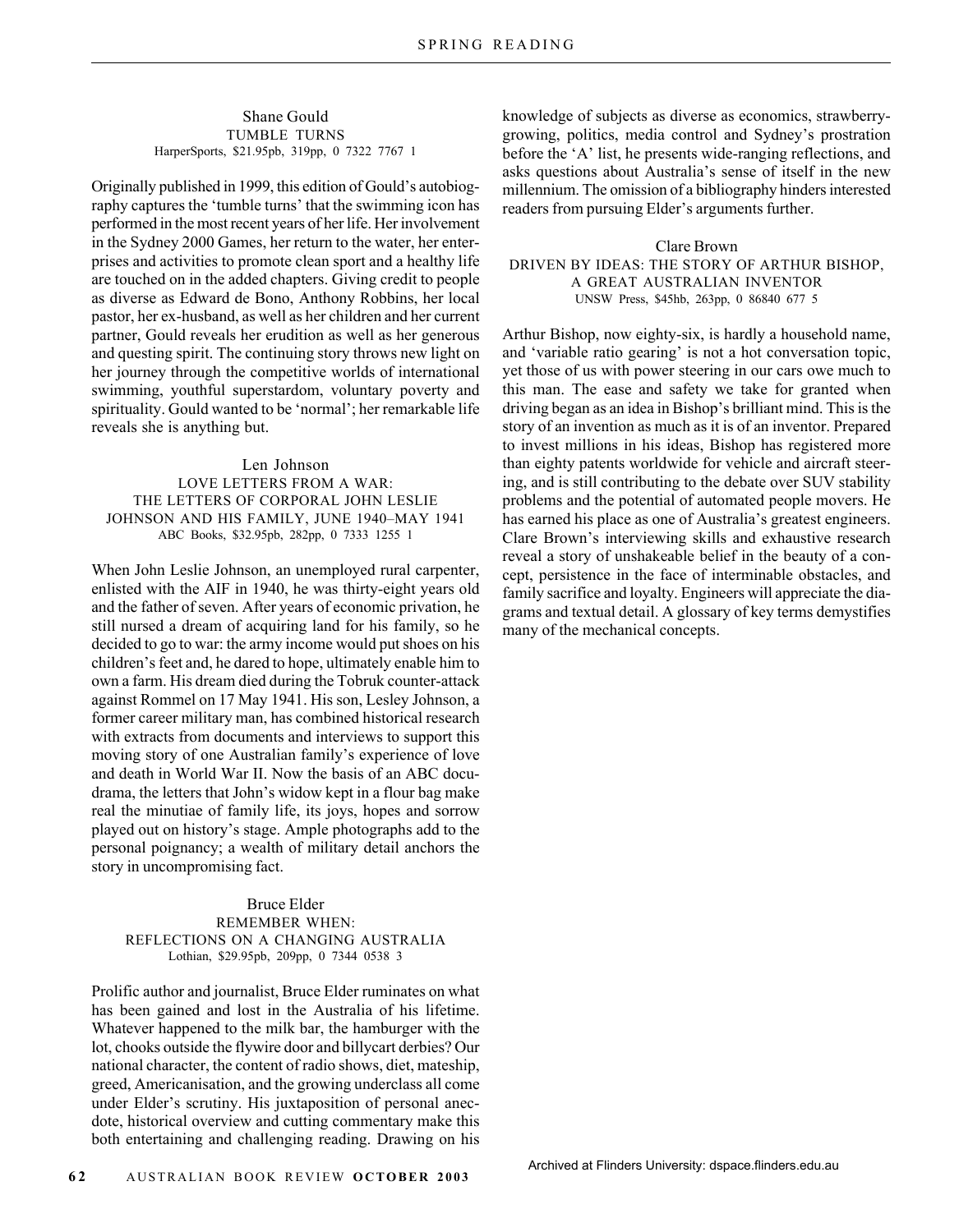Shane Gould
TUMBLE TURNS
HarperSports, $21.95pb, 319pp, 0 7322 7767 1

Originally published in 1999, this edition of Gould's autobiography captures the 'tumble turns' that the swimming icon has performed in the most recent years of her life. Her involvement in the Sydney 2000 Games, her return to the water, her enterprises and activities to promote clean sport and a healthy life are touched on in the added chapters. Giving credit to people as diverse as Edward de Bono, Anthony Robbins, her local pastor, her ex-husband, as well as her children and her current partner, Gould reveals her erudition as well as her generous and questing spirit. The continuing story throws new light on her journey through the competitive worlds of international swimming, youthful superstardom, voluntary poverty and spirituality. Gould wanted to be 'normal'; her remarkable life reveals she is anything but.

Len Johnson
LOVE LETTERS FROM A WAR: THE LETTERS OF CORPORAL JOHN LESLIE JOHNSON AND HIS FAMILY, JUNE 1940–MAY 1941
ABC Books, $32.95pb, 282pp, 0 7333 1255 1

When John Leslie Johnson, an unemployed rural carpenter, enlisted with the AIF in 1940, he was thirty-eight years old and the father of seven. After years of economic privation, he still nursed a dream of acquiring land for his family, so he decided to go to war: the army income would put shoes on his children's feet and, he dared to hope, ultimately enable him to own a farm. His dream died during the Tobruk counter-attack against Rommel on 17 May 1941. His son, Lesley Johnson, a former career military man, has combined historical research with extracts from documents and interviews to support this moving story of one Australian family's experience of love and death in World War II. Now the basis of an ABC docu-drama, the letters that John's widow kept in a flour bag make real the minutiae of family life, its joys, hopes and sorrow played out on history's stage. Ample photographs add to the personal poignancy; a wealth of military detail anchors the story in uncompromising fact.

Bruce Elder
REMEMBER WHEN: REFLECTIONS ON A CHANGING AUSTRALIA
Lothian, $29.95pb, 209pp, 0 7344 0538 3

Prolific author and journalist, Bruce Elder ruminates on what has been gained and lost in the Australia of his lifetime. Whatever happened to the milk bar, the hamburger with the lot, chooks outside the flywire door and billycart derbies? Our national character, the content of radio shows, diet, mateship, greed, Americanisation, and the growing underclass all come under Elder's scrutiny. His juxtaposition of personal anecdote, historical overview and cutting commentary make this both entertaining and challenging reading. Drawing on his knowledge of subjects as diverse as economics, strawberry-growing, politics, media control and Sydney's prostration before the 'A' list, he presents wide-ranging reflections, and asks questions about Australia's sense of itself in the new millennium. The omission of a bibliography hinders interested readers from pursuing Elder's arguments further.

Clare Brown
DRIVEN BY IDEAS: THE STORY OF ARTHUR BISHOP, A GREAT AUSTRALIAN INVENTOR
UNSW Press, $45hb, 263pp, 0 86840 677 5

Arthur Bishop, now eighty-six, is hardly a household name, and 'variable ratio gearing' is not a hot conversation topic, yet those of us with power steering in our cars owe much to this man. The ease and safety we take for granted when driving began as an idea in Bishop's brilliant mind. This is the story of an invention as much as it is of an inventor. Prepared to invest millions in his ideas, Bishop has registered more than eighty patents worldwide for vehicle and aircraft steering, and is still contributing to the debate over SUV stability problems and the potential of automated people movers. He has earned his place as one of Australia's greatest engineers. Clare Brown's interviewing skills and exhaustive research reveal a story of unshakeable belief in the beauty of a concept, persistence in the face of interminable obstacles, and family sacrifice and loyalty. Engineers will appreciate the diagrams and textual detail. A glossary of key terms demystifies many of the mechanical concepts.